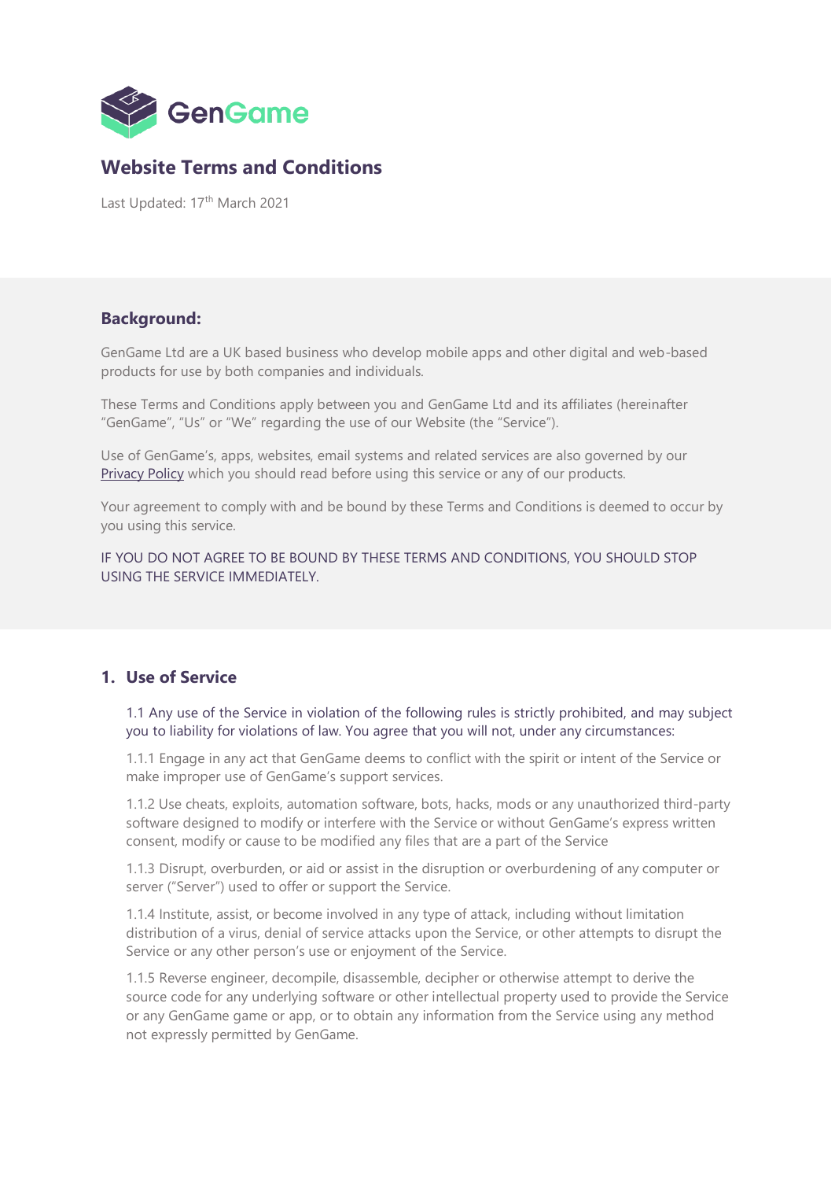GenGame

# Website Terms and Conditions

Last Updated: 17th March 2021

## Background:

GenGame Ltd are a UK based business who develop mobile apps and other digital and web-based products for use by both companies and individuals.

These Terms and Conditions apply between you and GenGame Ltd and its affiliates (hereinafter "GenGame", "Us" or "We" regarding the use of our Website (the "Service").

Use of GenGame's, apps, websites, email systems and related services are also governed by our Privacy Policy which you should read before using this service or any of our products.

Your agreement to comply with and be bound by these Terms and Conditions is deemed to occur by you using this service.

IF YOU DO NOT AGREE TO BE BOUND BY THESE TERMS AND CONDITIONS, YOU SHOULD STOP USING THE SERVICE IMMEDIATELY.

## 1. Use of Service

1.1 Any use of the Service in violation of the following rules is strictly prohibited, and may subject you to liability for violations of law. You agree that you will not, under any circumstances:

1.1.1 Engage in any act that GenGame deems to conflict with the spirit or intent of the Service or make improper use of GenGame's support services.

1.1.2 Use cheats, exploits, automation software, bots, hacks, mods or any unauthorized third-party software designed to modify or interfere with the Service or without GenGame's express written consent, modify or cause to be modified any files that are a part of the Service

1.1.3 Disrupt, overburden, or aid or assist in the disruption or overburdening of any computer or server ("Server") used to offer or support the Service.

1.1.4 Institute, assist, or become involved in any type of attack, including without limitation distribution of a virus, denial of service attacks upon the Service, or other attempts to disrupt the Service or any other person's use or enjoyment of the Service.

1.1.5 Reverse engineer, decompile, disassemble, decipher or otherwise attempt to derive the source code for any underlying software or other intellectual property used to provide the Service or any GenGame game or app, or to obtain any information from the Service using any method not expressly permitted by GenGame.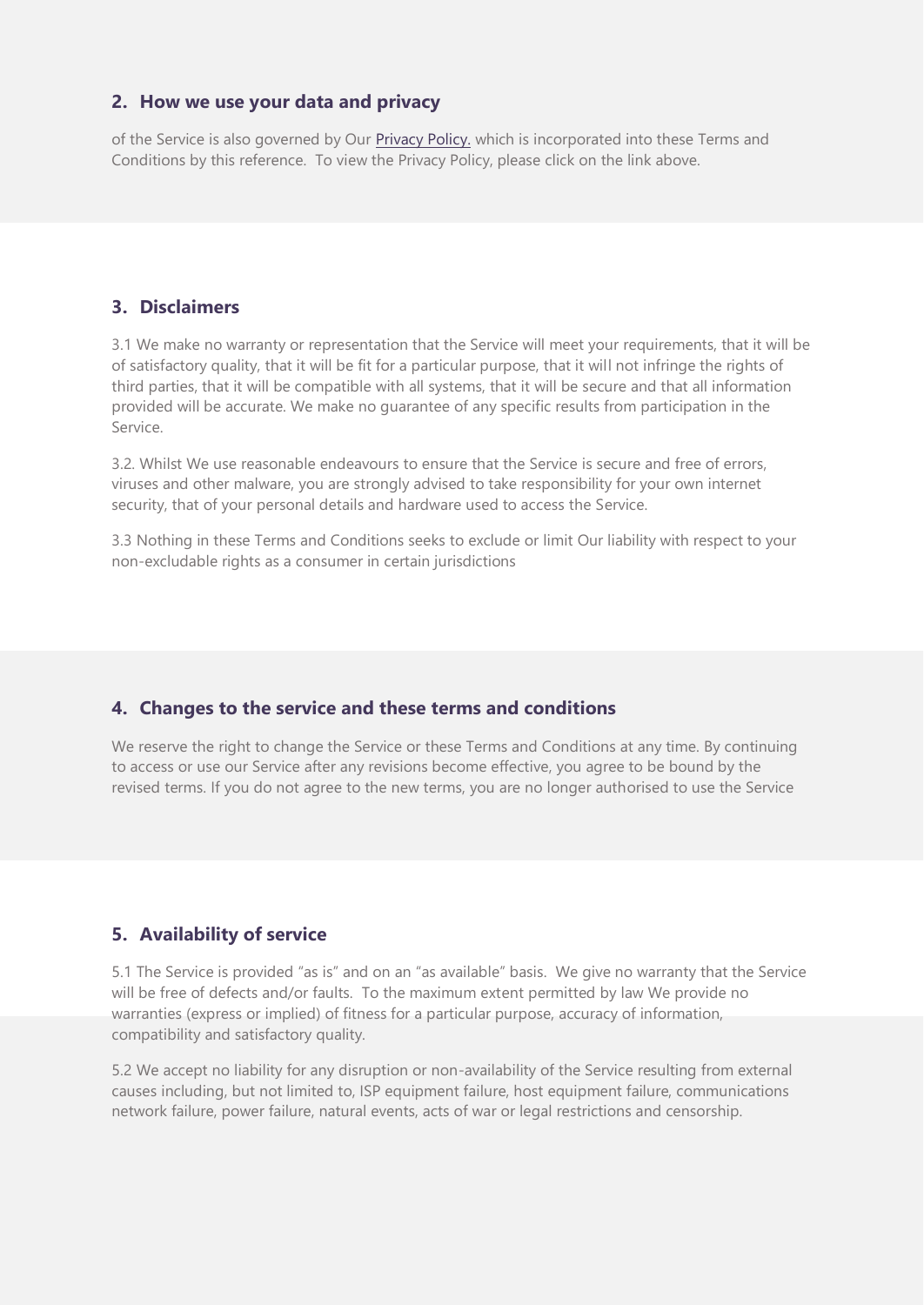## 2. How we use your data and privacy

of the Service is also governed by Our [Privacy Policy.] which is incorporated into these Terms and Conditions by this reference. To view the Privacy Policy, please click on the link above.

## 3. Disclaimers

3.1 We make no warranty or representation that the Service will meet your requirements, that it will be of satisfactory quality, that it will be fit for a particular purpose, that it will not infringe the rights of third parties, that it will be compatible with all systems, that it will be secure and that all information provided will be accurate. We make no guarantee of any specific results from participation in the Service.

3.2. Whilst We use reasonable endeavours to ensure that the Service is secure and free of errors, viruses and other malware, you are strongly advised to take responsibility for your own internet security, that of your personal details and hardware used to access the Service.

3.3 Nothing in these Terms and Conditions seeks to exclude or limit Our liability with respect to your non-excludable rights as a consumer in certain jurisdictions

## 4. Changes to the service and these terms and conditions

We reserve the right to change the Service or these Terms and Conditions at any time. By continuing to access or use our Service after any revisions become effective, you agree to be bound by the revised terms. If you do not agree to the new terms, you are no longer authorised to use the Service

## 5. Availability of service

5.1 The Service is provided "as is" and on an "as available" basis. We give no warranty that the Service will be free of defects and/or faults. To the maximum extent permitted by law We provide no warranties (express or implied) of fitness for a particular purpose, accuracy of information, compatibility and satisfactory quality.

5.2 We accept no liability for any disruption or non-availability of the Service resulting from external causes including, but not limited to, ISP equipment failure, host equipment failure, communications network failure, power failure, natural events, acts of war or legal restrictions and censorship.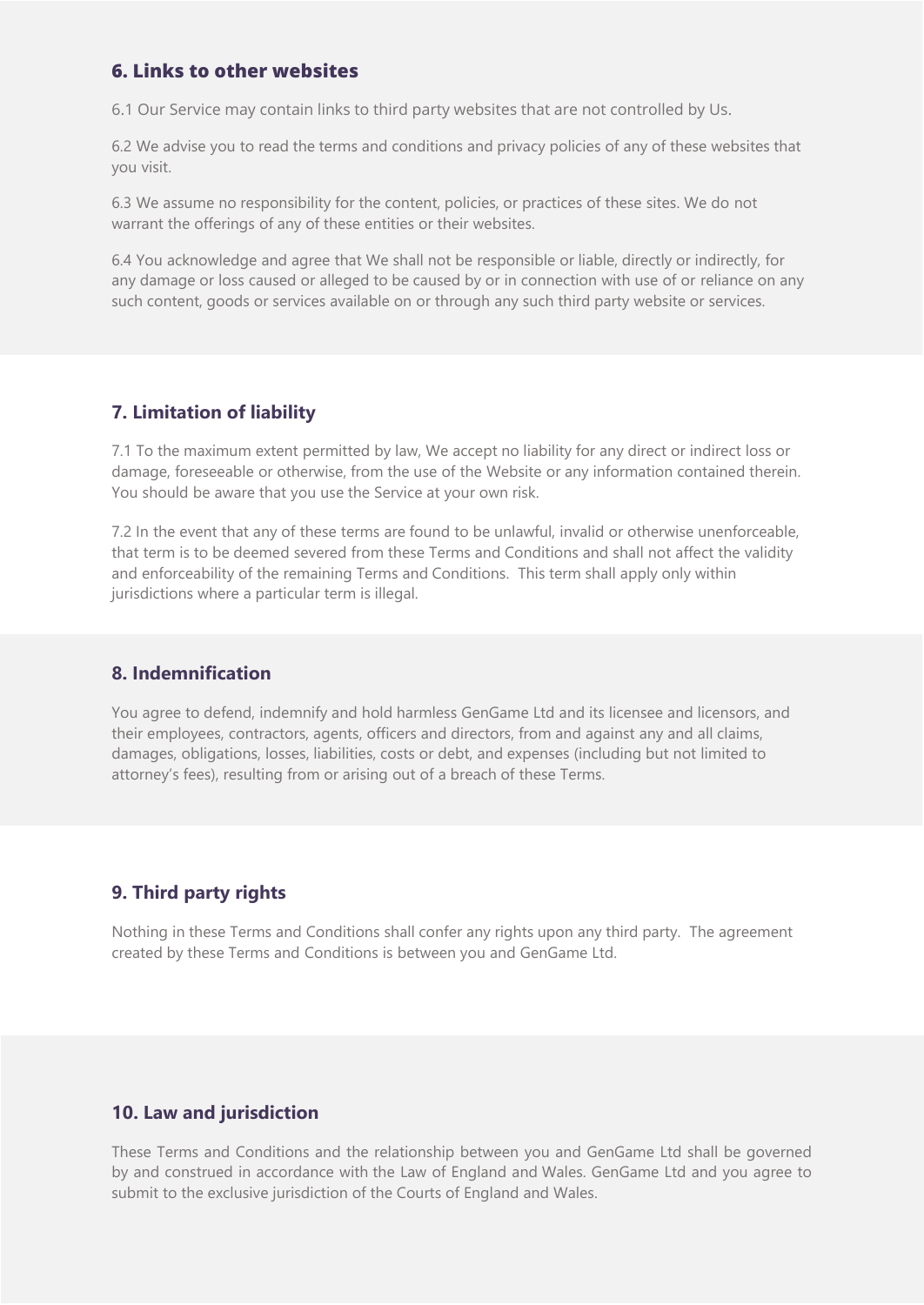## 6. Links to other websites

6.1 Our Service may contain links to third party websites that are not controlled by Us.

6.2 We advise you to read the terms and conditions and privacy policies of any of these websites that you visit.

6.3 We assume no responsibility for the content, policies, or practices of these sites. We do not warrant the offerings of any of these entities or their websites.

6.4 You acknowledge and agree that We shall not be responsible or liable, directly or indirectly, for any damage or loss caused or alleged to be caused by or in connection with use of or reliance on any such content, goods or services available on or through any such third party website or services.

## 7. Limitation of liability

7.1 To the maximum extent permitted by law, We accept no liability for any direct or indirect loss or damage, foreseeable or otherwise, from the use of the Website or any information contained therein. You should be aware that you use the Service at your own risk.

7.2 In the event that any of these terms are found to be unlawful, invalid or otherwise unenforceable, that term is to be deemed severed from these Terms and Conditions and shall not affect the validity and enforceability of the remaining Terms and Conditions. This term shall apply only within jurisdictions where a particular term is illegal.

## 8. Indemnification

You agree to defend, indemnify and hold harmless GenGame Ltd and its licensee and licensors, and their employees, contractors, agents, officers and directors, from and against any and all claims, damages, obligations, losses, liabilities, costs or debt, and expenses (including but not limited to attorney's fees), resulting from or arising out of a breach of these Terms.

## 9. Third party rights

Nothing in these Terms and Conditions shall confer any rights upon any third party. The agreement created by these Terms and Conditions is between you and GenGame Ltd.

## 10. Law and jurisdiction

These Terms and Conditions and the relationship between you and GenGame Ltd shall be governed by and construed in accordance with the Law of England and Wales. GenGame Ltd and you agree to submit to the exclusive jurisdiction of the Courts of England and Wales.